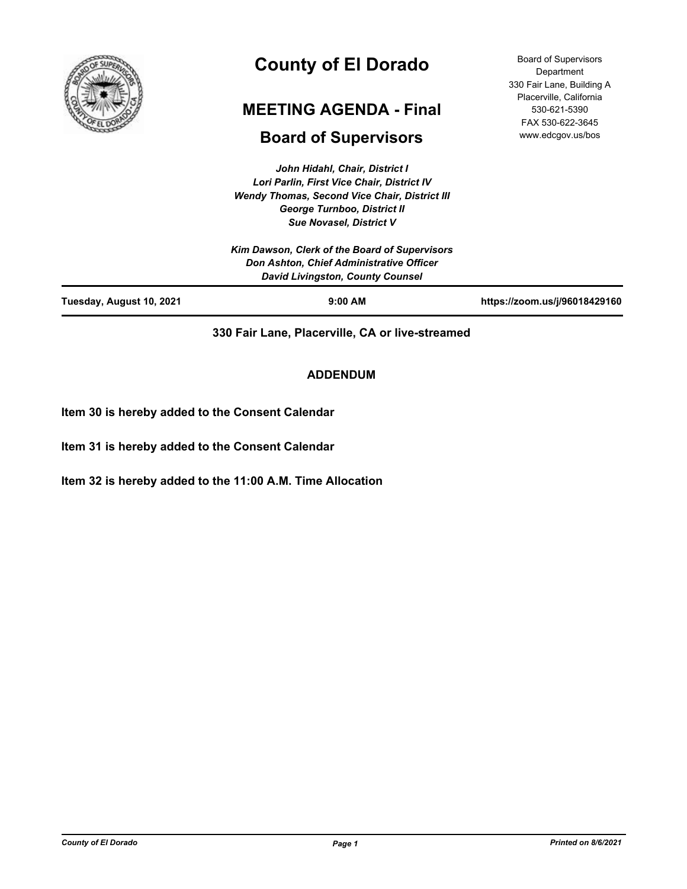# County of El Dorado

## MEETING AGENDA - Final

## Board of Supervisors

Board of Supervisors Department
330 Fair Lane, Building A
Placerville, California
530-621-5390
FAX 530-622-3645
www.edcgov.us/bos

*John Hidahl, Chair, District I*
*Lori Parlin, First Vice Chair, District IV*
*Wendy Thomas, Second Vice Chair, District III*
*George Turnboo, District II*
*Sue Novasel, District V*

*Kim Dawson, Clerk of the Board of Supervisors*
*Don Ashton, Chief Administrative Officer*
*David Livingston, County Counsel*

**Tuesday, August 10, 2021** | **9:00 AM** | **https://zoom.us/j/96018429160**

**330 Fair Lane, Placerville, CA or live-streamed**

**ADDENDUM**

**Item 30 is hereby added to the Consent Calendar**

**Item 31 is hereby added to the Consent Calendar**

**Item 32 is hereby added to the 11:00 A.M. Time Allocation**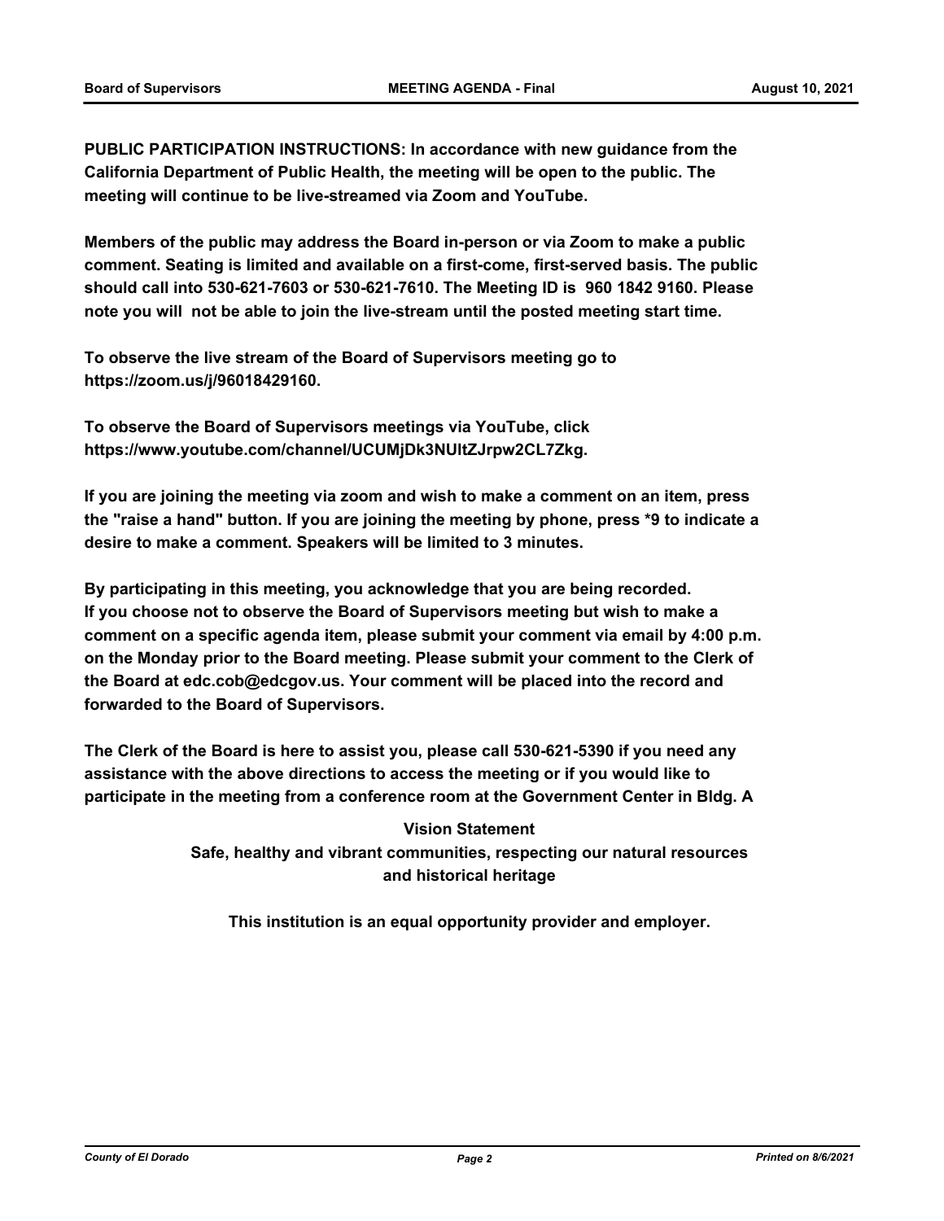**PUBLIC PARTICIPATION INSTRUCTIONS: In accordance with new guidance from the California Department of Public Health, the meeting will be open to the public. The meeting will continue to be live-streamed via Zoom and YouTube.**

**Members of the public may address the Board in-person or via Zoom to make a public comment. Seating is limited and available on a first-come, first-served basis. The public should call into 530-621-7603 or 530-621-7610. The Meeting ID is 960 1842 9160. Please note you will not be able to join the live-stream until the posted meeting start time.**

**To observe the live stream of the Board of Supervisors meeting go to https://zoom.us/j/96018429160.**

**To observe the Board of Supervisors meetings via YouTube, click https://www.youtube.com/channel/UCUMjDk3NUltZJrpw2CL7Zkg.**

**If you are joining the meeting via zoom and wish to make a comment on an item, press the "raise a hand" button. If you are joining the meeting by phone, press *9 to indicate a desire to make a comment. Speakers will be limited to 3 minutes.**

**By participating in this meeting, you acknowledge that you are being recorded. If you choose not to observe the Board of Supervisors meeting but wish to make a comment on a specific agenda item, please submit your comment via email by 4:00 p.m. on the Monday prior to the Board meeting. Please submit your comment to the Clerk of the Board at edc.cob@edcgov.us. Your comment will be placed into the record and forwarded to the Board of Supervisors.**

**The Clerk of the Board is here to assist you, please call 530-621-5390 if you need any assistance with the above directions to access the meeting or if you would like to participate in the meeting from a conference room at the Government Center in Bldg. A**

**Vision Statement**

**Safe, healthy and vibrant communities, respecting our natural resources and historical heritage**

**This institution is an equal opportunity provider and employer.**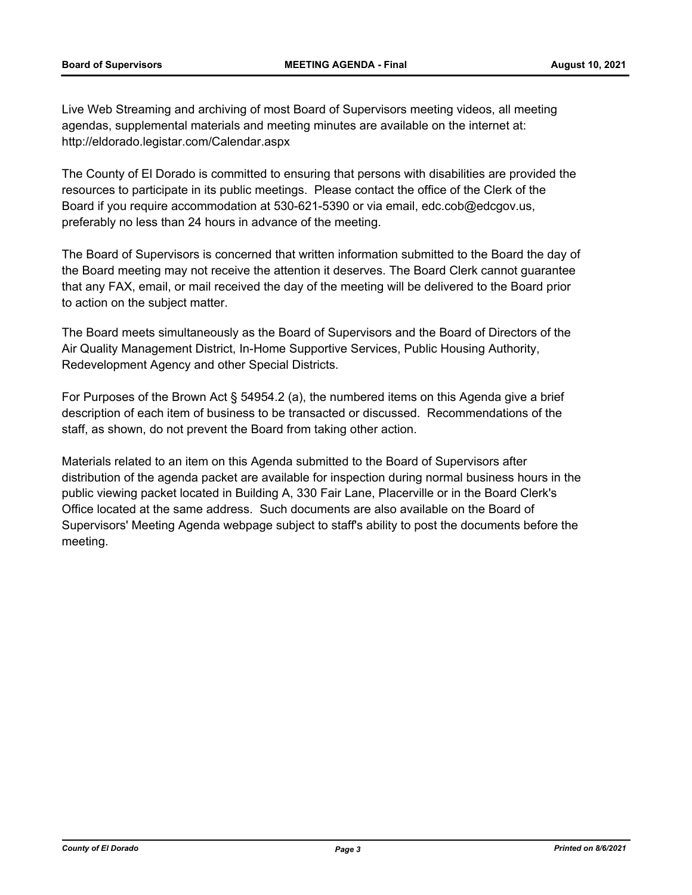Live Web Streaming and archiving of most Board of Supervisors meeting videos, all meeting agendas, supplemental materials and meeting minutes are available on the internet at: http://eldorado.legistar.com/Calendar.aspx

The County of El Dorado is committed to ensuring that persons with disabilities are provided the resources to participate in its public meetings. Please contact the office of the Clerk of the Board if you require accommodation at 530-621-5390 or via email, edc.cob@edcgov.us, preferably no less than 24 hours in advance of the meeting.

The Board of Supervisors is concerned that written information submitted to the Board the day of the Board meeting may not receive the attention it deserves. The Board Clerk cannot guarantee that any FAX, email, or mail received the day of the meeting will be delivered to the Board prior to action on the subject matter.

The Board meets simultaneously as the Board of Supervisors and the Board of Directors of the Air Quality Management District, In-Home Supportive Services, Public Housing Authority, Redevelopment Agency and other Special Districts.

For Purposes of the Brown Act § 54954.2 (a), the numbered items on this Agenda give a brief description of each item of business to be transacted or discussed. Recommendations of the staff, as shown, do not prevent the Board from taking other action.

Materials related to an item on this Agenda submitted to the Board of Supervisors after distribution of the agenda packet are available for inspection during normal business hours in the public viewing packet located in Building A, 330 Fair Lane, Placerville or in the Board Clerk's Office located at the same address. Such documents are also available on the Board of Supervisors' Meeting Agenda webpage subject to staff's ability to post the documents before the meeting.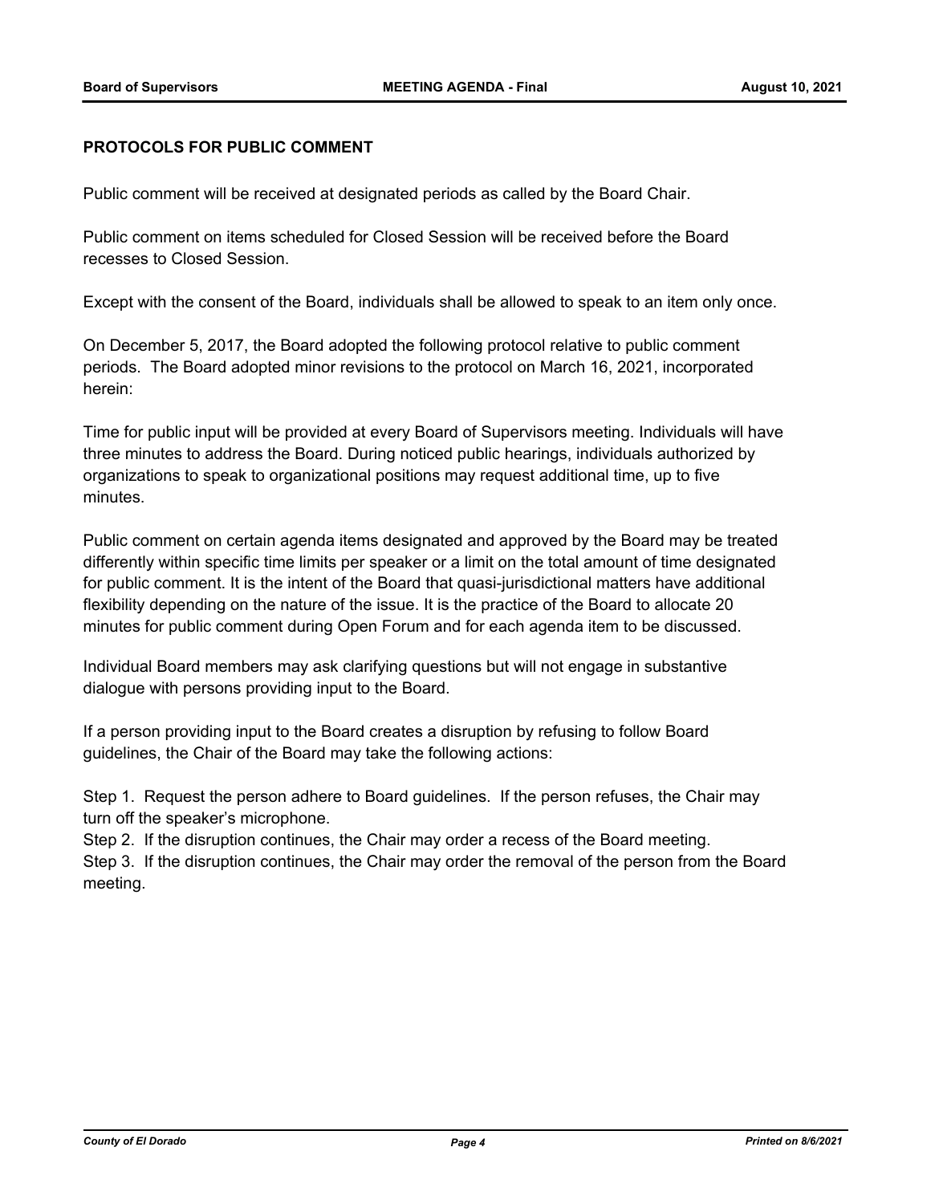**PROTOCOLS FOR PUBLIC COMMENT**

Public comment will be received at designated periods as called by the Board Chair.

Public comment on items scheduled for Closed Session will be received before the Board recesses to Closed Session.

Except with the consent of the Board, individuals shall be allowed to speak to an item only once.

On December 5, 2017, the Board adopted the following protocol relative to public comment periods. The Board adopted minor revisions to the protocol on March 16, 2021, incorporated herein:

Time for public input will be provided at every Board of Supervisors meeting. Individuals will have three minutes to address the Board. During noticed public hearings, individuals authorized by organizations to speak to organizational positions may request additional time, up to five minutes.

Public comment on certain agenda items designated and approved by the Board may be treated differently within specific time limits per speaker or a limit on the total amount of time designated for public comment. It is the intent of the Board that quasi-jurisdictional matters have additional flexibility depending on the nature of the issue. It is the practice of the Board to allocate 20 minutes for public comment during Open Forum and for each agenda item to be discussed.

Individual Board members may ask clarifying questions but will not engage in substantive dialogue with persons providing input to the Board.

If a person providing input to the Board creates a disruption by refusing to follow Board guidelines, the Chair of the Board may take the following actions:

Step 1. Request the person adhere to Board guidelines. If the person refuses, the Chair may turn off the speaker's microphone.
Step 2. If the disruption continues, the Chair may order a recess of the Board meeting.
Step 3. If the disruption continues, the Chair may order the removal of the person from the Board meeting.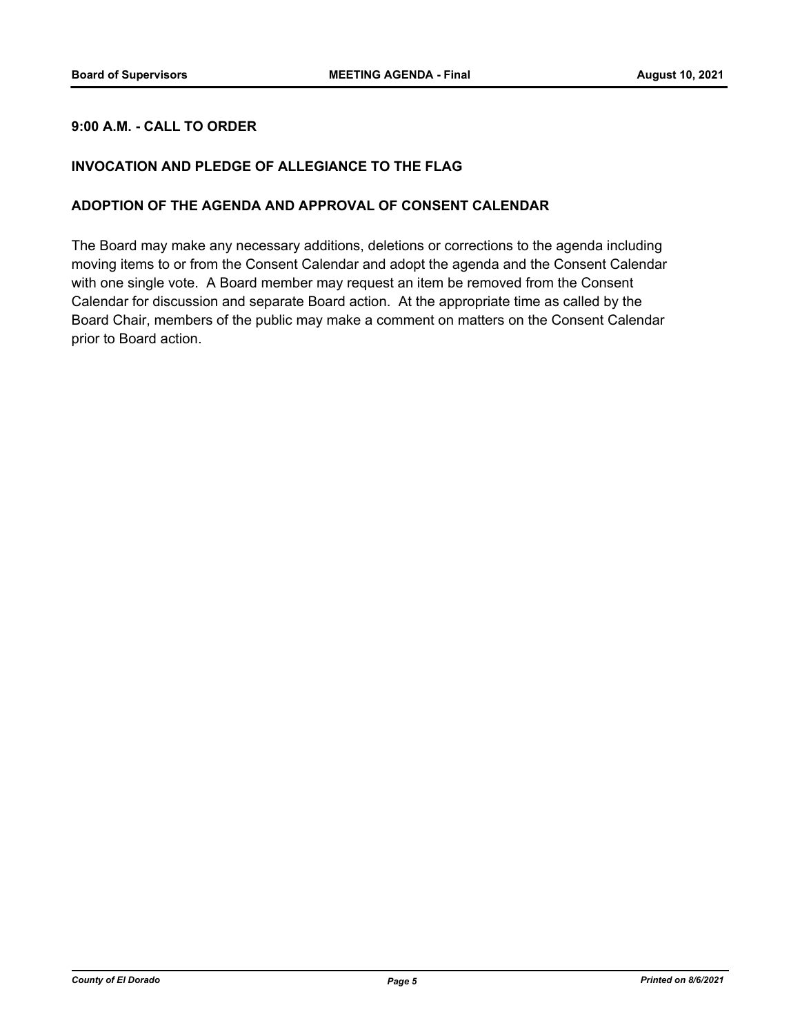**9:00 A.M. - CALL TO ORDER**

**INVOCATION AND PLEDGE OF ALLEGIANCE TO THE FLAG**

**ADOPTION OF THE AGENDA AND APPROVAL OF CONSENT CALENDAR**

The Board may make any necessary additions, deletions or corrections to the agenda including moving items to or from the Consent Calendar and adopt the agenda and the Consent Calendar with one single vote. A Board member may request an item be removed from the Consent Calendar for discussion and separate Board action. At the appropriate time as called by the Board Chair, members of the public may make a comment on matters on the Consent Calendar prior to Board action.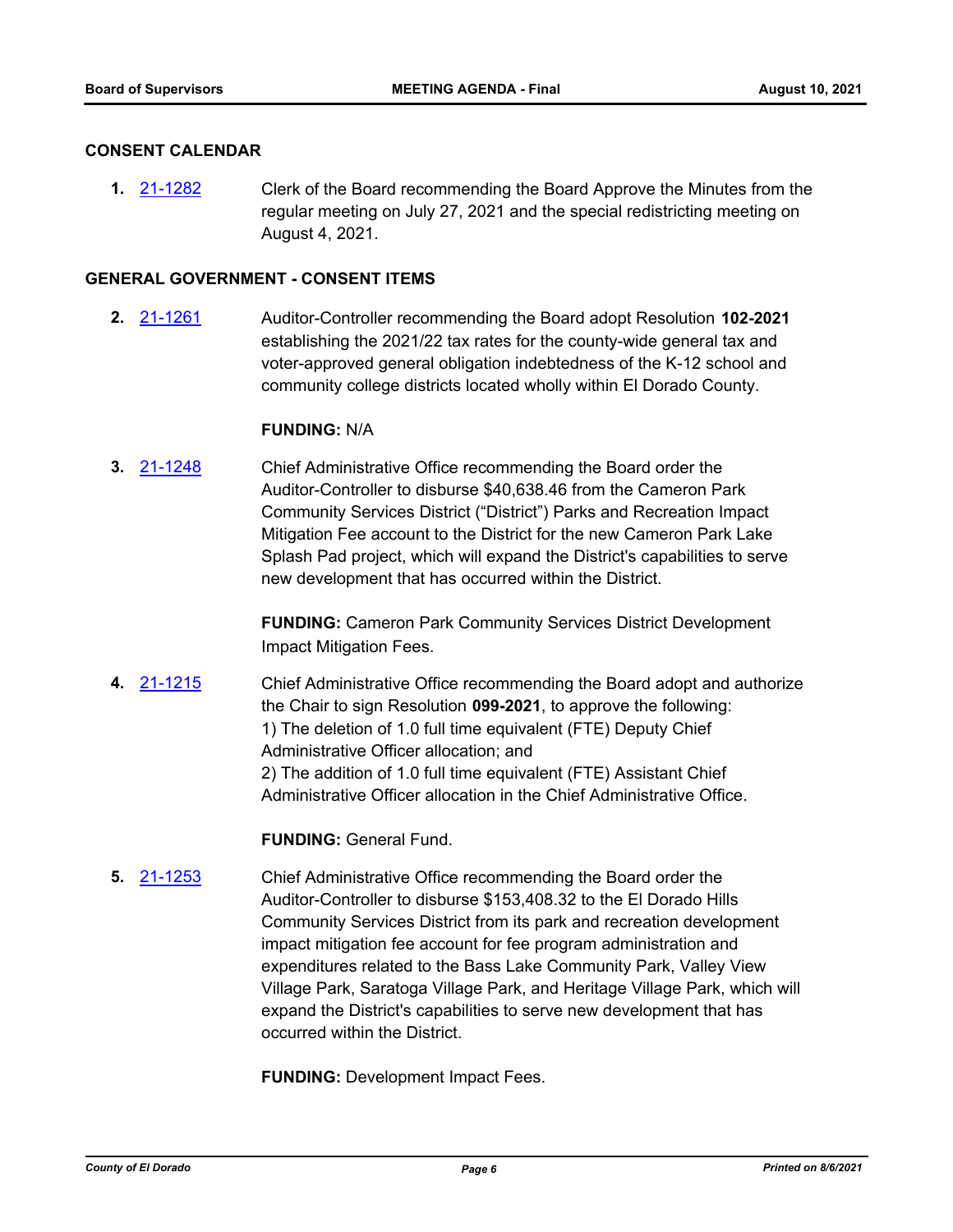## CONSENT CALENDAR

**1.** [21-1282] Clerk of the Board recommending the Board Approve the Minutes from the regular meeting on July 27, 2021 and the special redistricting meeting on August 4, 2021.

## GENERAL GOVERNMENT - CONSENT ITEMS

**2.** [21-1261] Auditor-Controller recommending the Board adopt Resolution **102-2021** establishing the 2021/22 tax rates for the county-wide general tax and voter-approved general obligation indebtedness of the K-12 school and community college districts located wholly within El Dorado County.

**FUNDING:** N/A

**3.** [21-1248] Chief Administrative Office recommending the Board order the Auditor-Controller to disburse $40,638.46 from the Cameron Park Community Services District ("District") Parks and Recreation Impact Mitigation Fee account to the District for the new Cameron Park Lake Splash Pad project, which will expand the District's capabilities to serve new development that has occurred within the District.

**FUNDING:** Cameron Park Community Services District Development Impact Mitigation Fees.

**4.** [21-1215] Chief Administrative Office recommending the Board adopt and authorize the Chair to sign Resolution **099-2021**, to approve the following:
1) The deletion of 1.0 full time equivalent (FTE) Deputy Chief Administrative Officer allocation; and
2) The addition of 1.0 full time equivalent (FTE) Assistant Chief Administrative Officer allocation in the Chief Administrative Office.

**FUNDING:** General Fund.

**5.** [21-1253] Chief Administrative Office recommending the Board order the Auditor-Controller to disburse $153,408.32 to the El Dorado Hills Community Services District from its park and recreation development impact mitigation fee account for fee program administration and expenditures related to the Bass Lake Community Park, Valley View Village Park, Saratoga Village Park, and Heritage Village Park, which will expand the District's capabilities to serve new development that has occurred within the District.

**FUNDING:** Development Impact Fees.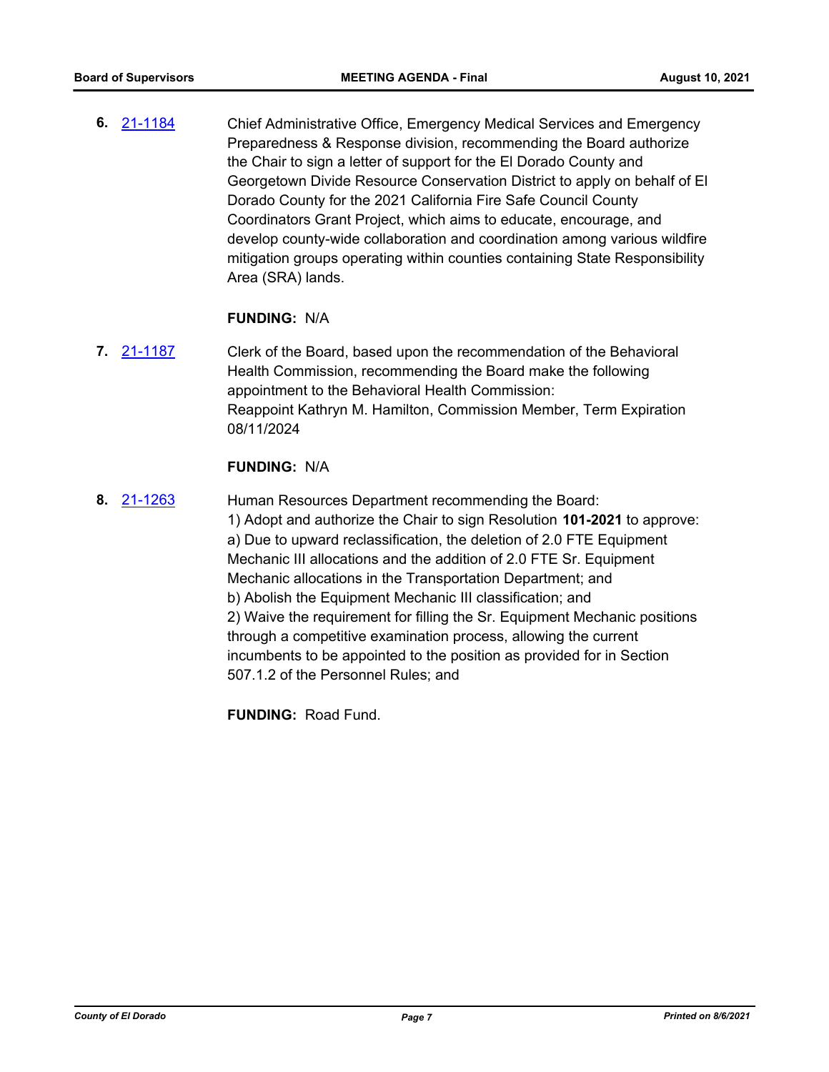**6.** 21-1184 Chief Administrative Office, Emergency Medical Services and Emergency Preparedness & Response division, recommending the Board authorize the Chair to sign a letter of support for the El Dorado County and Georgetown Divide Resource Conservation District to apply on behalf of El Dorado County for the 2021 California Fire Safe Council County Coordinators Grant Project, which aims to educate, encourage, and develop county-wide collaboration and coordination among various wildfire mitigation groups operating within counties containing State Responsibility Area (SRA) lands.

**FUNDING:** N/A

**7.** 21-1187 Clerk of the Board, based upon the recommendation of the Behavioral Health Commission, recommending the Board make the following appointment to the Behavioral Health Commission:
Reappoint Kathryn M. Hamilton, Commission Member, Term Expiration 08/11/2024

**FUNDING:** N/A

**8.** 21-1263 Human Resources Department recommending the Board:
1) Adopt and authorize the Chair to sign Resolution **101-2021** to approve:
a) Due to upward reclassification, the deletion of 2.0 FTE Equipment Mechanic III allocations and the addition of 2.0 FTE Sr. Equipment Mechanic allocations in the Transportation Department; and
b) Abolish the Equipment Mechanic III classification; and
2) Waive the requirement for filling the Sr. Equipment Mechanic positions through a competitive examination process, allowing the current incumbents to be appointed to the position as provided for in Section 507.1.2 of the Personnel Rules; and

**FUNDING:** Road Fund.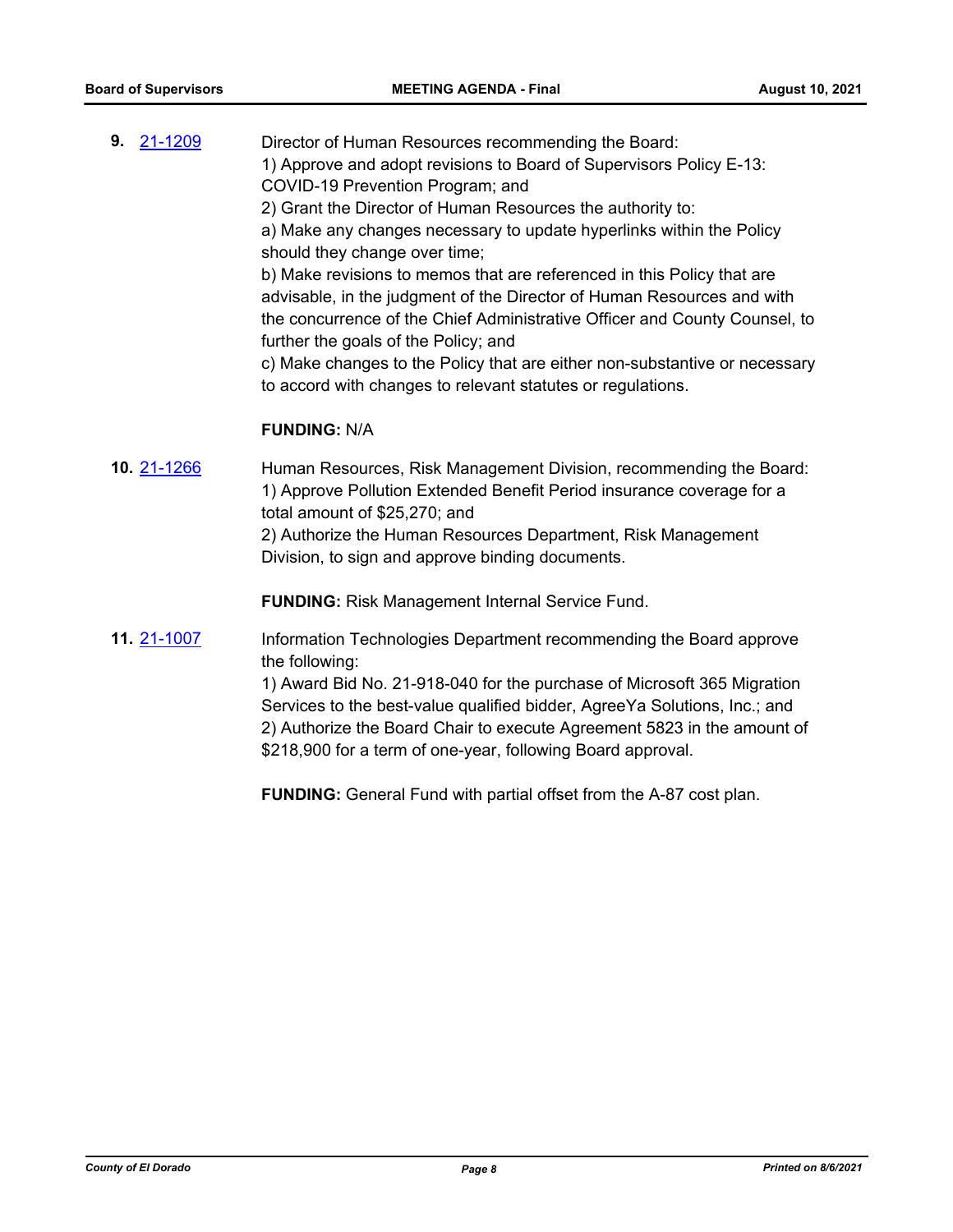**9.** 21-1209

Director of Human Resources recommending the Board:
1) Approve and adopt revisions to Board of Supervisors Policy E-13: COVID-19 Prevention Program; and
2) Grant the Director of Human Resources the authority to:
a) Make any changes necessary to update hyperlinks within the Policy should they change over time;
b) Make revisions to memos that are referenced in this Policy that are advisable, in the judgment of the Director of Human Resources and with the concurrence of the Chief Administrative Officer and County Counsel, to further the goals of the Policy; and
c) Make changes to the Policy that are either non-substantive or necessary to accord with changes to relevant statutes or regulations.

**FUNDING:** N/A

**10.** 21-1266

Human Resources, Risk Management Division, recommending the Board:
1) Approve Pollution Extended Benefit Period insurance coverage for a total amount of $25,270; and
2) Authorize the Human Resources Department, Risk Management Division, to sign and approve binding documents.

**FUNDING:** Risk Management Internal Service Fund.

**11.** 21-1007

Information Technologies Department recommending the Board approve the following:
1) Award Bid No. 21-918-040 for the purchase of Microsoft 365 Migration Services to the best-value qualified bidder, AgreeYa Solutions, Inc.; and
2) Authorize the Board Chair to execute Agreement 5823 in the amount of $218,900 for a term of one-year, following Board approval.

**FUNDING:** General Fund with partial offset from the A-87 cost plan.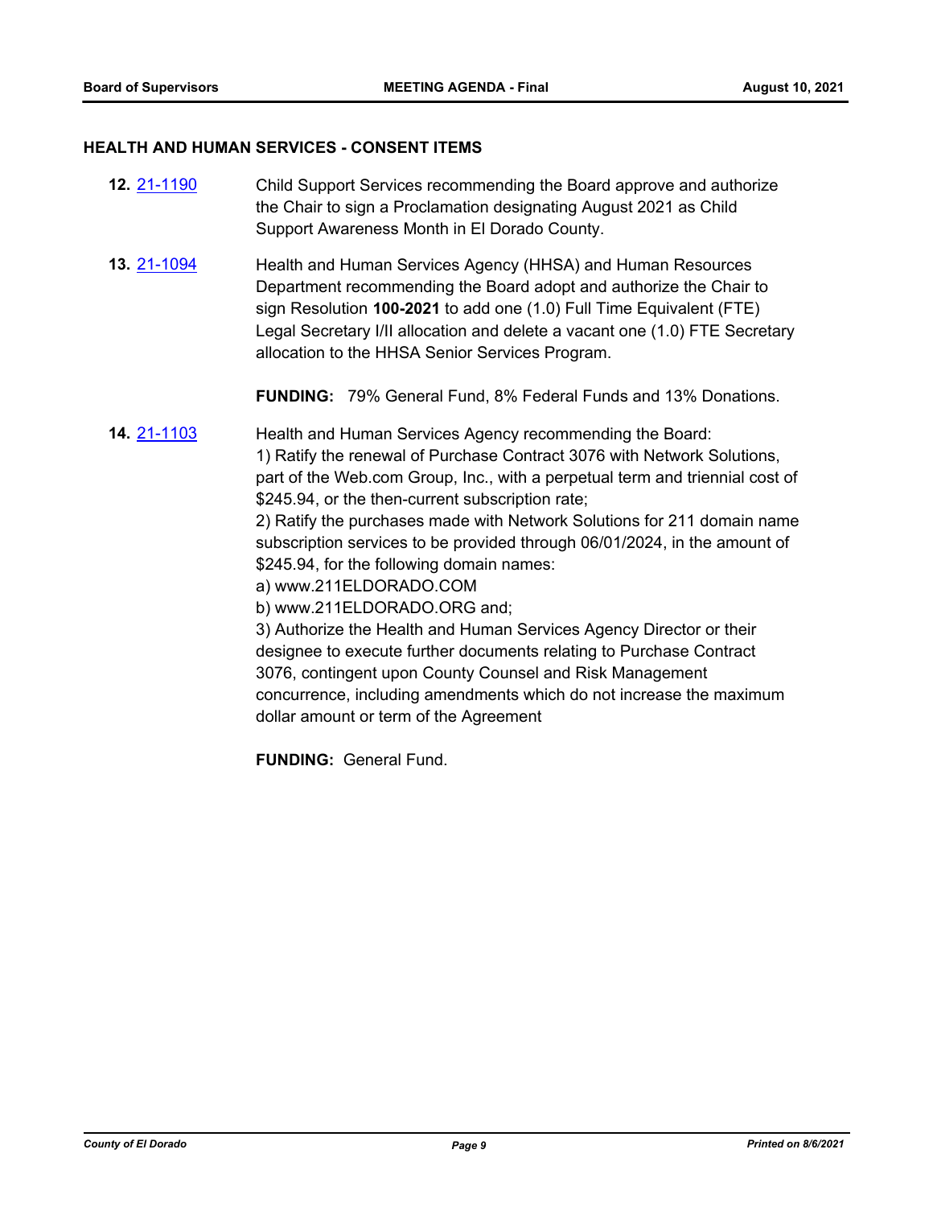## HEALTH AND HUMAN SERVICES - CONSENT ITEMS

**12.** 21-1190 Child Support Services recommending the Board approve and authorize the Chair to sign a Proclamation designating August 2021 as Child Support Awareness Month in El Dorado County.

**13.** 21-1094 Health and Human Services Agency (HHSA) and Human Resources Department recommending the Board adopt and authorize the Chair to sign Resolution **100-2021** to add one (1.0) Full Time Equivalent (FTE) Legal Secretary I/II allocation and delete a vacant one (1.0) FTE Secretary allocation to the HHSA Senior Services Program.

**FUNDING:** 79% General Fund, 8% Federal Funds and 13% Donations.

**14.** 21-1103 Health and Human Services Agency recommending the Board:
1) Ratify the renewal of Purchase Contract 3076 with Network Solutions, part of the Web.com Group, Inc., with a perpetual term and triennial cost of $245.94, or the then-current subscription rate;
2) Ratify the purchases made with Network Solutions for 211 domain name subscription services to be provided through 06/01/2024, in the amount of $245.94, for the following domain names:
a) www.211ELDORADO.COM
b) www.211ELDORADO.ORG and;
3) Authorize the Health and Human Services Agency Director or their designee to execute further documents relating to Purchase Contract 3076, contingent upon County Counsel and Risk Management concurrence, including amendments which do not increase the maximum dollar amount or term of the Agreement

**FUNDING:** General Fund.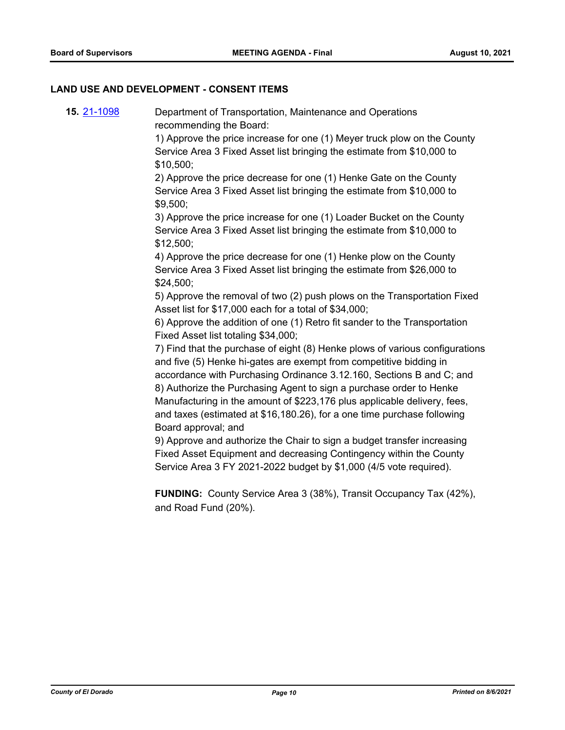## LAND USE AND DEVELOPMENT - CONSENT ITEMS

**15.** [21-1098](21-1098) Department of Transportation, Maintenance and Operations recommending the Board:

1) Approve the price increase for one (1) Meyer truck plow on the County Service Area 3 Fixed Asset list bringing the estimate from $10,000 to $10,500;
2) Approve the price decrease for one (1) Henke Gate on the County Service Area 3 Fixed Asset list bringing the estimate from $10,000 to $9,500;
3) Approve the price increase for one (1) Loader Bucket on the County Service Area 3 Fixed Asset list bringing the estimate from $10,000 to $12,500;
4) Approve the price decrease for one (1) Henke plow on the County Service Area 3 Fixed Asset list bringing the estimate from $26,000 to $24,500;
5) Approve the removal of two (2) push plows on the Transportation Fixed Asset list for $17,000 each for a total of $34,000;
6) Approve the addition of one (1) Retro fit sander to the Transportation Fixed Asset list totaling $34,000;
7) Find that the purchase of eight (8) Henke plows of various configurations and five (5) Henke hi-gates are exempt from competitive bidding in accordance with Purchasing Ordinance 3.12.160, Sections B and C; and
8) Authorize the Purchasing Agent to sign a purchase order to Henke Manufacturing in the amount of $223,176 plus applicable delivery, fees, and taxes (estimated at $16,180.26), for a one time purchase following Board approval; and
9) Approve and authorize the Chair to sign a budget transfer increasing Fixed Asset Equipment and decreasing Contingency within the County Service Area 3 FY 2021-2022 budget by $1,000 (4/5 vote required).

**FUNDING:** County Service Area 3 (38%), Transit Occupancy Tax (42%), and Road Fund (20%).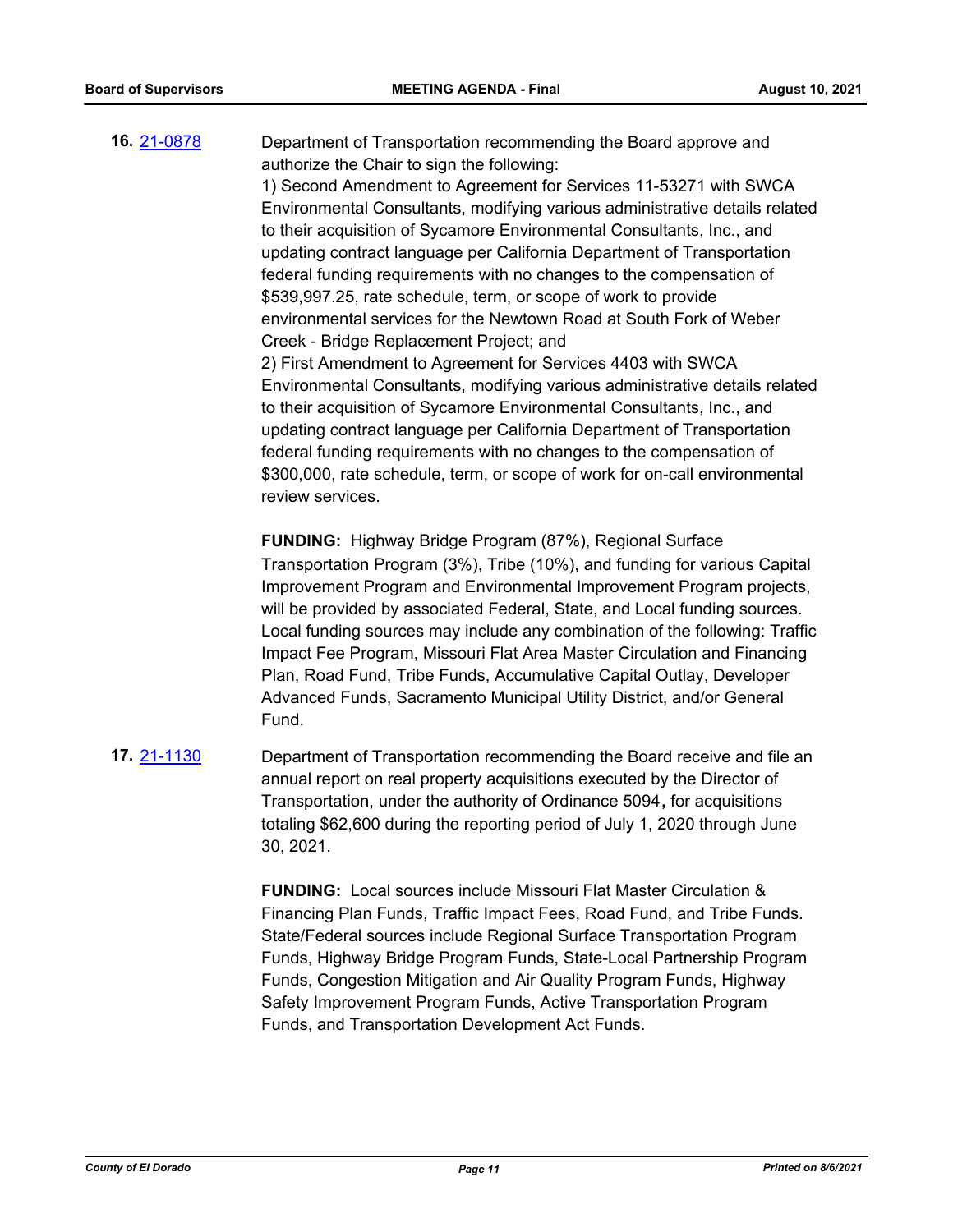**16.** 21-0878 Department of Transportation recommending the Board approve and authorize the Chair to sign the following:

1) Second Amendment to Agreement for Services 11-53271 with SWCA Environmental Consultants, modifying various administrative details related to their acquisition of Sycamore Environmental Consultants, Inc., and updating contract language per California Department of Transportation federal funding requirements with no changes to the compensation of $539,997.25, rate schedule, term, or scope of work to provide environmental services for the Newtown Road at South Fork of Weber Creek - Bridge Replacement Project; and

2) First Amendment to Agreement for Services 4403 with SWCA Environmental Consultants, modifying various administrative details related to their acquisition of Sycamore Environmental Consultants, Inc., and updating contract language per California Department of Transportation federal funding requirements with no changes to the compensation of $300,000, rate schedule, term, or scope of work for on-call environmental review services.

**FUNDING:** Highway Bridge Program (87%), Regional Surface Transportation Program (3%), Tribe (10%), and funding for various Capital Improvement Program and Environmental Improvement Program projects, will be provided by associated Federal, State, and Local funding sources. Local funding sources may include any combination of the following: Traffic Impact Fee Program, Missouri Flat Area Master Circulation and Financing Plan, Road Fund, Tribe Funds, Accumulative Capital Outlay, Developer Advanced Funds, Sacramento Municipal Utility District, and/or General Fund.

**17.** 21-1130 Department of Transportation recommending the Board receive and file an annual report on real property acquisitions executed by the Director of Transportation, under the authority of Ordinance 5094**,** for acquisitions totaling $62,600 during the reporting period of July 1, 2020 through June 30, 2021.

**FUNDING:** Local sources include Missouri Flat Master Circulation & Financing Plan Funds, Traffic Impact Fees, Road Fund, and Tribe Funds. State/Federal sources include Regional Surface Transportation Program Funds, Highway Bridge Program Funds, State-Local Partnership Program Funds, Congestion Mitigation and Air Quality Program Funds, Highway Safety Improvement Program Funds, Active Transportation Program Funds, and Transportation Development Act Funds.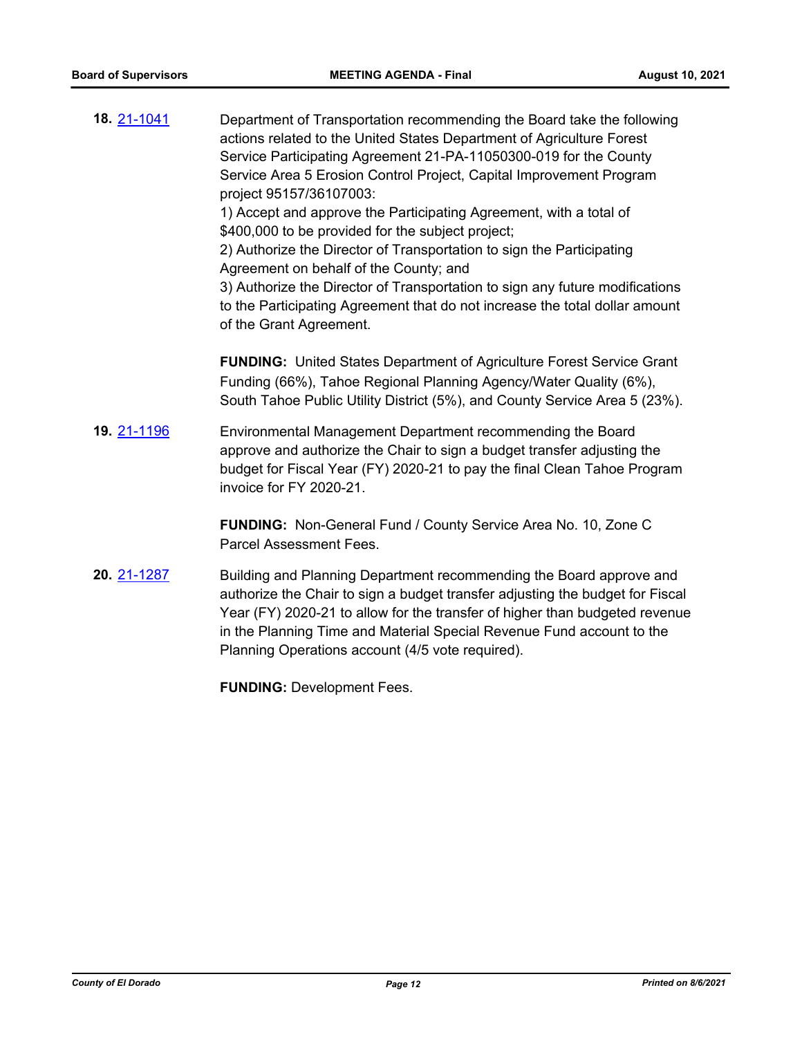**18.** 21-1041

Department of Transportation recommending the Board take the following actions related to the United States Department of Agriculture Forest Service Participating Agreement 21-PA-11050300-019 for the County Service Area 5 Erosion Control Project, Capital Improvement Program project 95157/36107003:

1) Accept and approve the Participating Agreement, with a total of $400,000 to be provided for the subject project;

2) Authorize the Director of Transportation to sign the Participating Agreement on behalf of the County; and

3) Authorize the Director of Transportation to sign any future modifications to the Participating Agreement that do not increase the total dollar amount of the Grant Agreement.

**FUNDING:** United States Department of Agriculture Forest Service Grant Funding (66%), Tahoe Regional Planning Agency/Water Quality (6%), South Tahoe Public Utility District (5%), and County Service Area 5 (23%).

**19.** 21-1196

Environmental Management Department recommending the Board approve and authorize the Chair to sign a budget transfer adjusting the budget for Fiscal Year (FY) 2020-21 to pay the final Clean Tahoe Program invoice for FY 2020-21.

**FUNDING:** Non-General Fund / County Service Area No. 10, Zone C Parcel Assessment Fees.

**20.** 21-1287

Building and Planning Department recommending the Board approve and authorize the Chair to sign a budget transfer adjusting the budget for Fiscal Year (FY) 2020-21 to allow for the transfer of higher than budgeted revenue in the Planning Time and Material Special Revenue Fund account to the Planning Operations account (4/5 vote required).

**FUNDING:** Development Fees.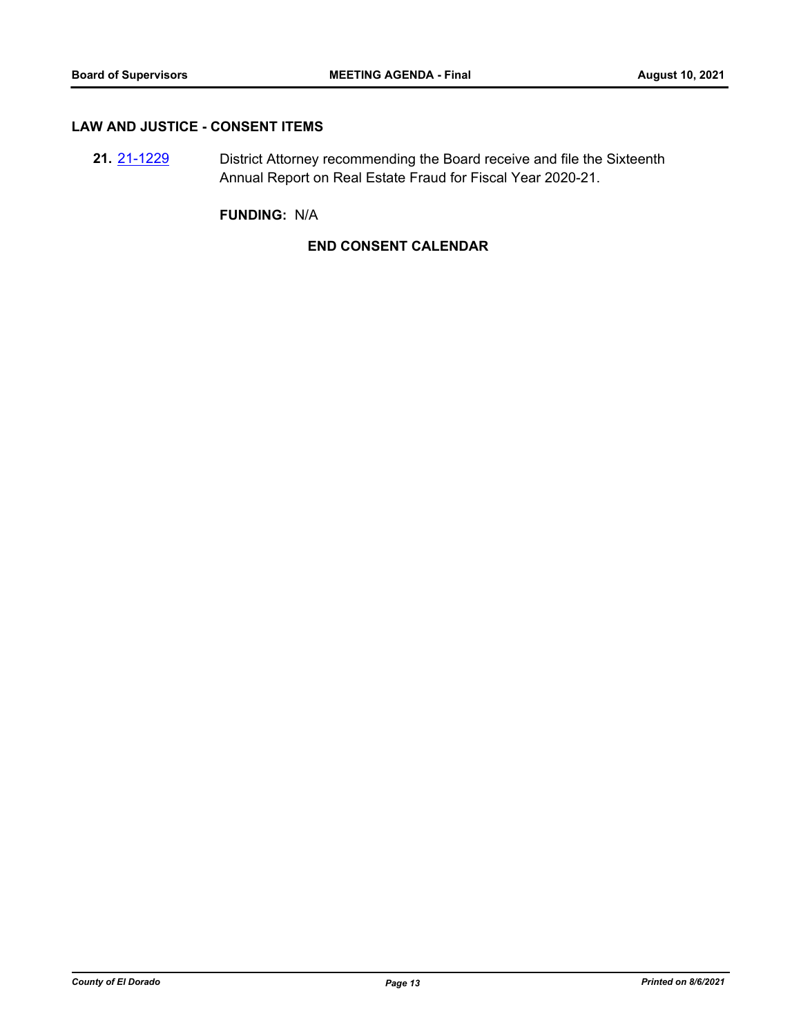## LAW AND JUSTICE - CONSENT ITEMS

**21.** 21-1229 District Attorney recommending the Board receive and file the Sixteenth Annual Report on Real Estate Fraud for Fiscal Year 2020-21.

**FUNDING:** N/A

**END CONSENT CALENDAR**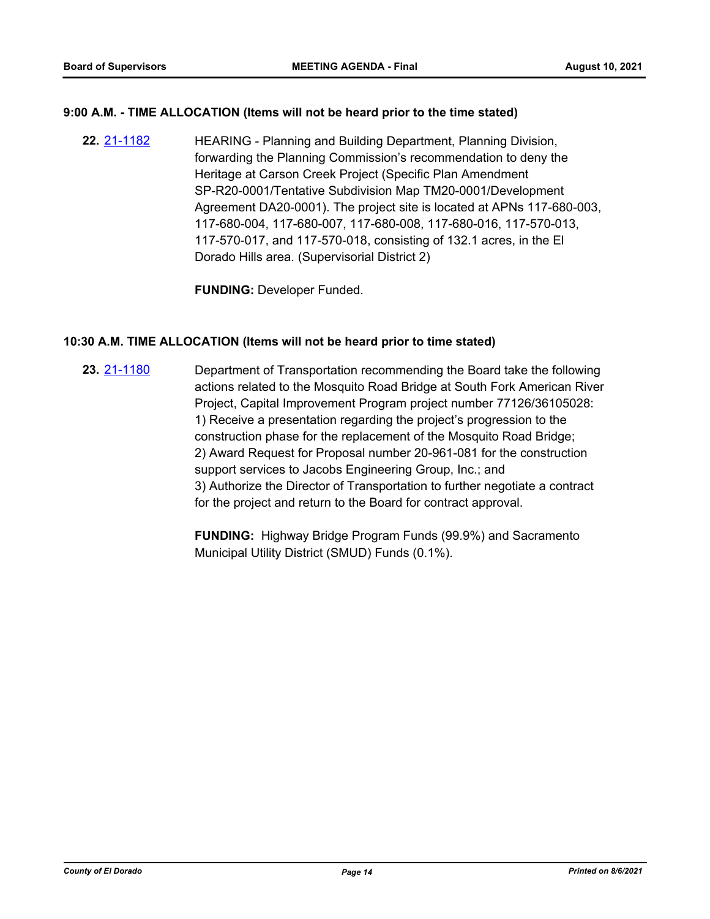### 9:00 A.M. - TIME ALLOCATION (Items will not be heard prior to the time stated)

**22.** 21-1182 HEARING - Planning and Building Department, Planning Division, forwarding the Planning Commission's recommendation to deny the Heritage at Carson Creek Project (Specific Plan Amendment SP-R20-0001/Tentative Subdivision Map TM20-0001/Development Agreement DA20-0001). The project site is located at APNs 117-680-003, 117-680-004, 117-680-007, 117-680-008, 117-680-016, 117-570-013, 117-570-017, and 117-570-018, consisting of 132.1 acres, in the El Dorado Hills area. (Supervisorial District 2)

**FUNDING:** Developer Funded.

### 10:30 A.M. TIME ALLOCATION (Items will not be heard prior to time stated)

**23.** 21-1180 Department of Transportation recommending the Board take the following actions related to the Mosquito Road Bridge at South Fork American River Project, Capital Improvement Program project number 77126/36105028:
1) Receive a presentation regarding the project's progression to the construction phase for the replacement of the Mosquito Road Bridge;
2) Award Request for Proposal number 20-961-081 for the construction support services to Jacobs Engineering Group, Inc.; and
3) Authorize the Director of Transportation to further negotiate a contract for the project and return to the Board for contract approval.

**FUNDING:** Highway Bridge Program Funds (99.9%) and Sacramento Municipal Utility District (SMUD) Funds (0.1%).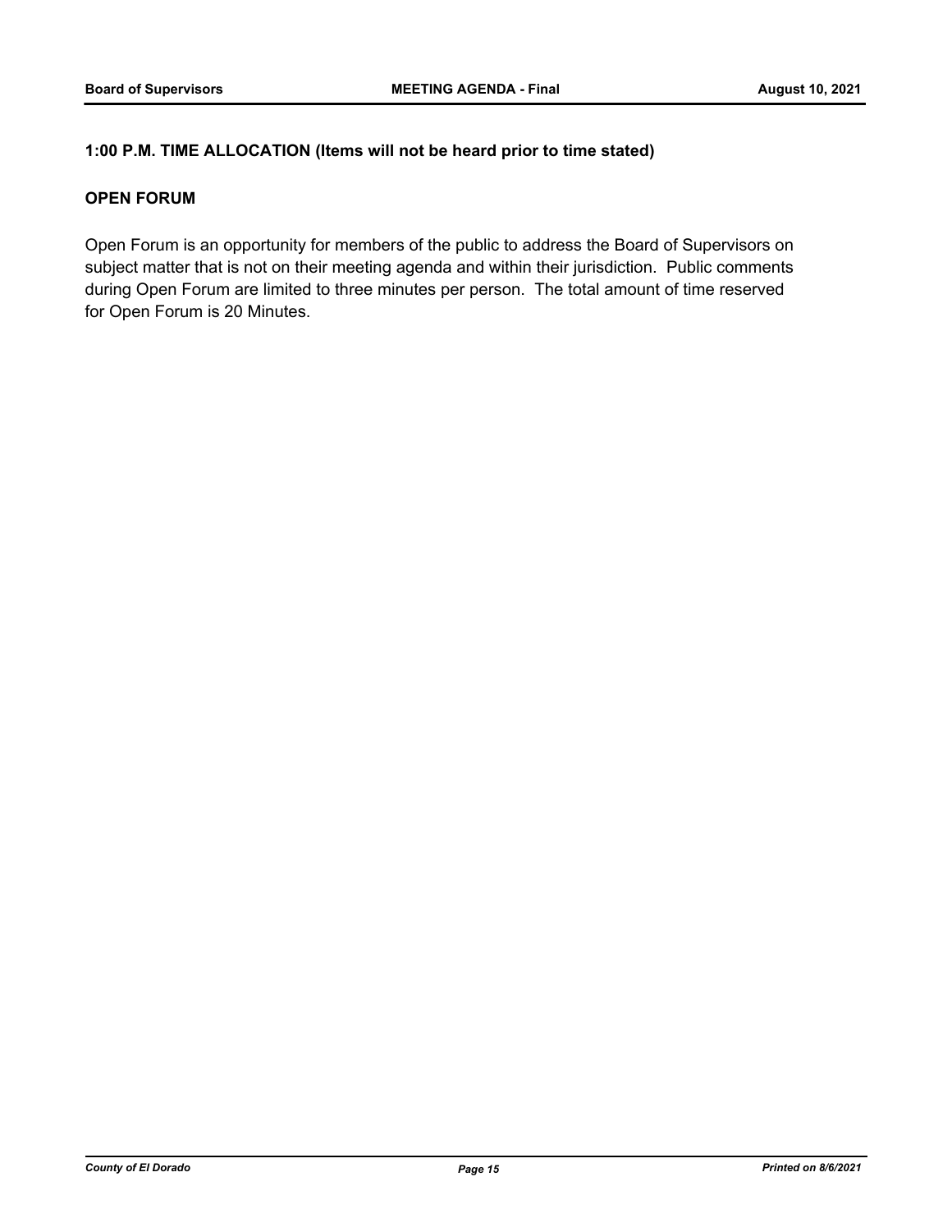**1:00 P.M. TIME ALLOCATION (Items will not be heard prior to time stated)**

**OPEN FORUM**

Open Forum is an opportunity for members of the public to address the Board of Supervisors on subject matter that is not on their meeting agenda and within their jurisdiction. Public comments during Open Forum are limited to three minutes per person. The total amount of time reserved for Open Forum is 20 Minutes.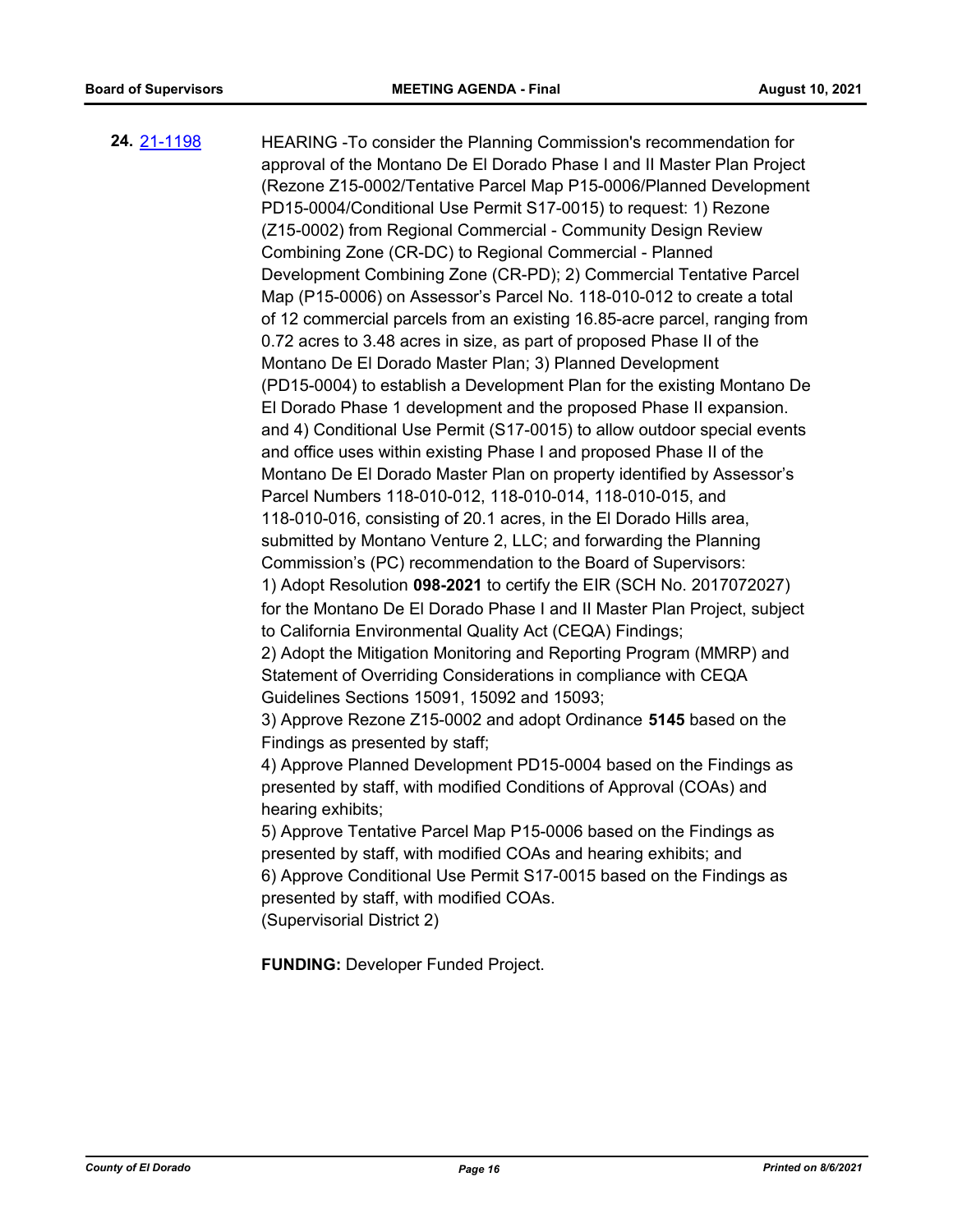**24.** [21-1198](21-1198)

HEARING -To consider the Planning Commission's recommendation for approval of the Montano De El Dorado Phase I and II Master Plan Project (Rezone Z15-0002/Tentative Parcel Map P15-0006/Planned Development PD15-0004/Conditional Use Permit S17-0015) to request: 1) Rezone (Z15-0002) from Regional Commercial - Community Design Review Combining Zone (CR-DC) to Regional Commercial - Planned Development Combining Zone (CR-PD); 2) Commercial Tentative Parcel Map (P15-0006) on Assessor's Parcel No. 118-010-012 to create a total of 12 commercial parcels from an existing 16.85-acre parcel, ranging from 0.72 acres to 3.48 acres in size, as part of proposed Phase II of the Montano De El Dorado Master Plan; 3) Planned Development (PD15-0004) to establish a Development Plan for the existing Montano De El Dorado Phase 1 development and the proposed Phase II expansion. and 4) Conditional Use Permit (S17-0015) to allow outdoor special events and office uses within existing Phase I and proposed Phase II of the Montano De El Dorado Master Plan on property identified by Assessor's Parcel Numbers 118-010-012, 118-010-014, 118-010-015, and 118-010-016, consisting of 20.1 acres, in the El Dorado Hills area, submitted by Montano Venture 2, LLC; and forwarding the Planning Commission's (PC) recommendation to the Board of Supervisors:

1) Adopt Resolution **098-2021** to certify the EIR (SCH No. 2017072027) for the Montano De El Dorado Phase I and II Master Plan Project, subject to California Environmental Quality Act (CEQA) Findings;

2) Adopt the Mitigation Monitoring and Reporting Program (MMRP) and Statement of Overriding Considerations in compliance with CEQA Guidelines Sections 15091, 15092 and 15093;

3) Approve Rezone Z15-0002 and adopt Ordinance **5145** based on the Findings as presented by staff;

4) Approve Planned Development PD15-0004 based on the Findings as presented by staff, with modified Conditions of Approval (COAs) and hearing exhibits;

5) Approve Tentative Parcel Map P15-0006 based on the Findings as presented by staff, with modified COAs and hearing exhibits; and

6) Approve Conditional Use Permit S17-0015 based on the Findings as presented by staff, with modified COAs.

(Supervisorial District 2)

**FUNDING:** Developer Funded Project.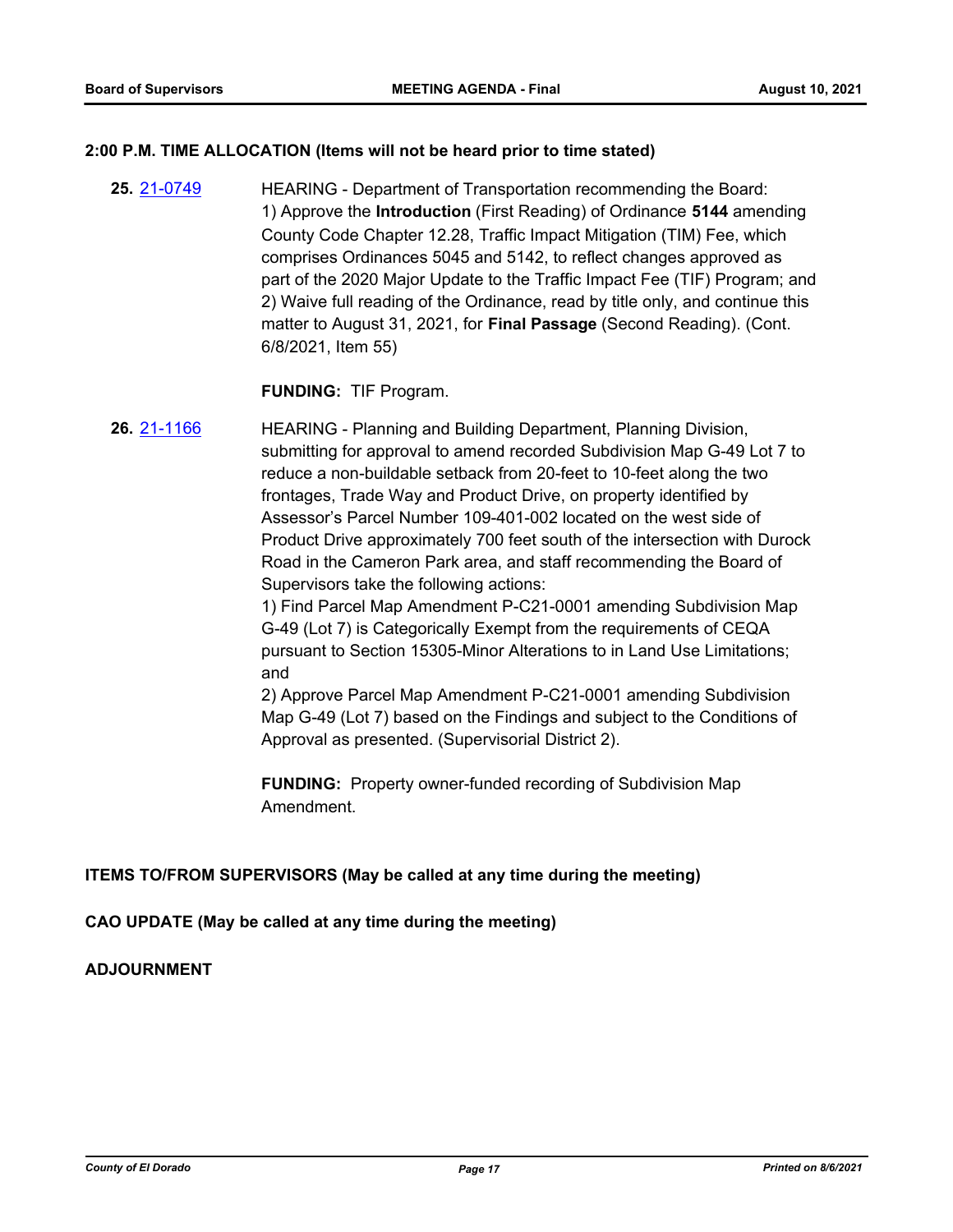**2:00 P.M. TIME ALLOCATION (Items will not be heard prior to time stated)**

**25.** 21-0749 HEARING - Department of Transportation recommending the Board:
1) Approve the **Introduction** (First Reading) of Ordinance **5144** amending County Code Chapter 12.28, Traffic Impact Mitigation (TIM) Fee, which comprises Ordinances 5045 and 5142, to reflect changes approved as part of the 2020 Major Update to the Traffic Impact Fee (TIF) Program; and
2) Waive full reading of the Ordinance, read by title only, and continue this matter to August 31, 2021, for **Final Passage** (Second Reading). (Cont. 6/8/2021, Item 55)

**FUNDING:** TIF Program.

**26.** 21-1166 HEARING - Planning and Building Department, Planning Division, submitting for approval to amend recorded Subdivision Map G-49 Lot 7 to reduce a non-buildable setback from 20-feet to 10-feet along the two frontages, Trade Way and Product Drive, on property identified by Assessor's Parcel Number 109-401-002 located on the west side of Product Drive approximately 700 feet south of the intersection with Durock Road in the Cameron Park area, and staff recommending the Board of Supervisors take the following actions:
1) Find Parcel Map Amendment P-C21-0001 amending Subdivision Map G-49 (Lot 7) is Categorically Exempt from the requirements of CEQA pursuant to Section 15305-Minor Alterations to in Land Use Limitations; and
2) Approve Parcel Map Amendment P-C21-0001 amending Subdivision Map G-49 (Lot 7) based on the Findings and subject to the Conditions of Approval as presented. (Supervisorial District 2).

**FUNDING:** Property owner-funded recording of Subdivision Map Amendment.

**ITEMS TO/FROM SUPERVISORS (May be called at any time during the meeting)**

**CAO UPDATE (May be called at any time during the meeting)**

**ADJOURNMENT**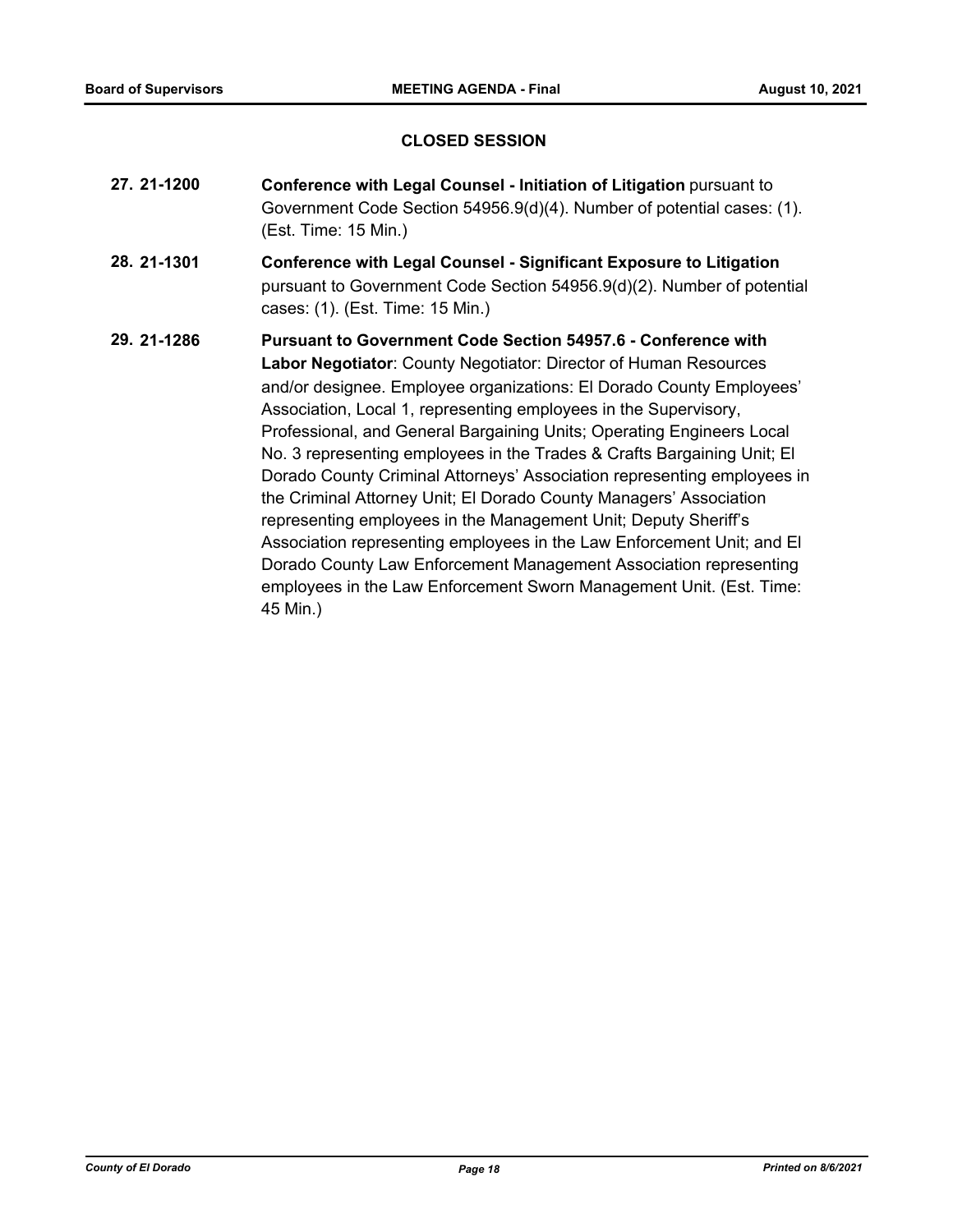## CLOSED SESSION

**27. 21-1200** **Conference with Legal Counsel - Initiation of Litigation** pursuant to Government Code Section 54956.9(d)(4). Number of potential cases: (1). (Est. Time: 15 Min.)

**28. 21-1301** **Conference with Legal Counsel - Significant Exposure to Litigation** pursuant to Government Code Section 54956.9(d)(2). Number of potential cases: (1). (Est. Time: 15 Min.)

**29. 21-1286** **Pursuant to Government Code Section 54957.6 - Conference with Labor Negotiator**: County Negotiator: Director of Human Resources and/or designee. Employee organizations: El Dorado County Employees' Association, Local 1, representing employees in the Supervisory, Professional, and General Bargaining Units; Operating Engineers Local No. 3 representing employees in the Trades & Crafts Bargaining Unit; El Dorado County Criminal Attorneys' Association representing employees in the Criminal Attorney Unit; El Dorado County Managers' Association representing employees in the Management Unit; Deputy Sheriff's Association representing employees in the Law Enforcement Unit; and El Dorado County Law Enforcement Management Association representing employees in the Law Enforcement Sworn Management Unit. (Est. Time: 45 Min.)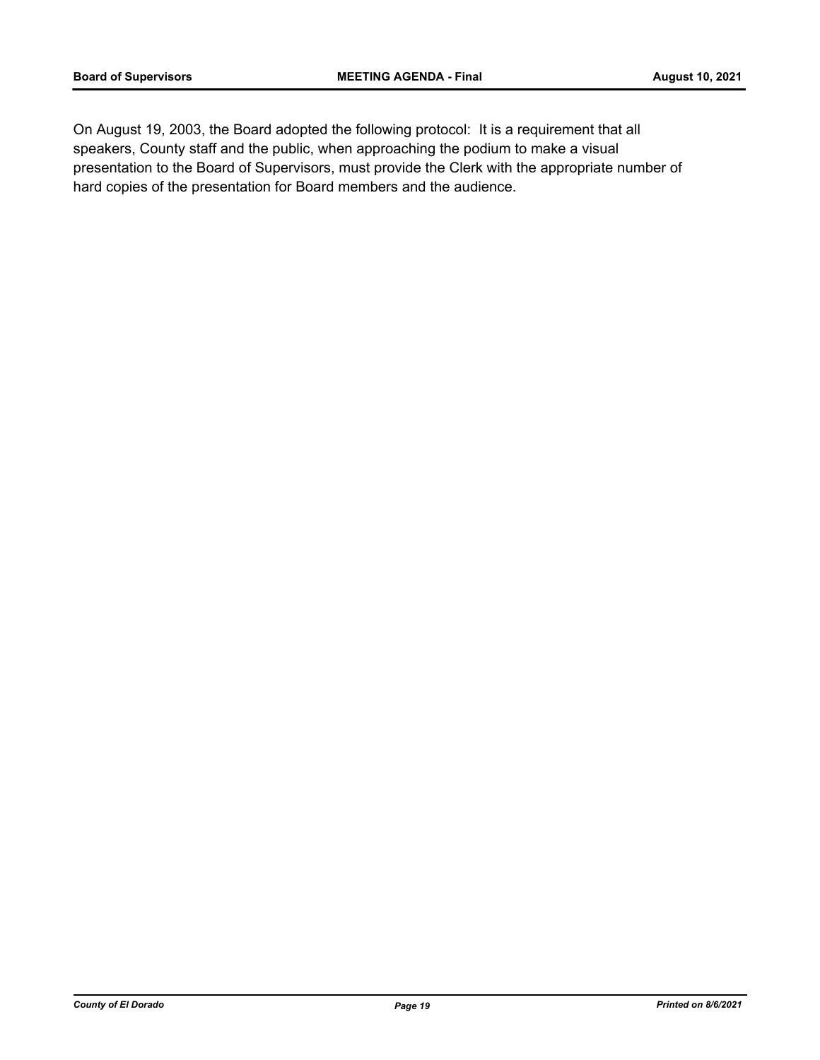On August 19, 2003, the Board adopted the following protocol: It is a requirement that all speakers, County staff and the public, when approaching the podium to make a visual presentation to the Board of Supervisors, must provide the Clerk with the appropriate number of hard copies of the presentation for Board members and the audience.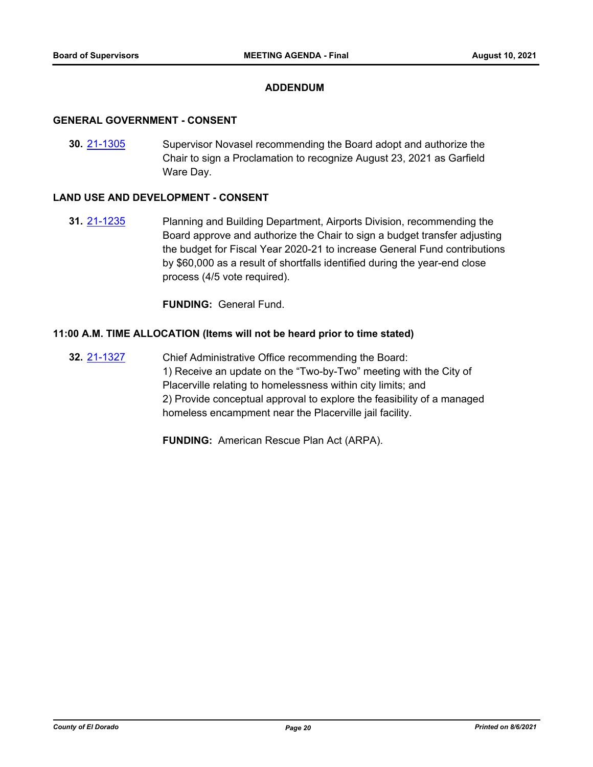## ADDENDUM

### GENERAL GOVERNMENT - CONSENT

**30.** [21-1305](21-1305) Supervisor Novasel recommending the Board adopt and authorize the Chair to sign a Proclamation to recognize August 23, 2021 as Garfield Ware Day.

### LAND USE AND DEVELOPMENT - CONSENT

**31.** [21-1235](21-1235) Planning and Building Department, Airports Division, recommending the Board approve and authorize the Chair to sign a budget transfer adjusting the budget for Fiscal Year 2020-21 to increase General Fund contributions by $60,000 as a result of shortfalls identified during the year-end close process (4/5 vote required).

**FUNDING:** General Fund.

### 11:00 A.M. TIME ALLOCATION (Items will not be heard prior to time stated)

**32.** [21-1327](21-1327) Chief Administrative Office recommending the Board:
1) Receive an update on the “Two-by-Two” meeting with the City of Placerville relating to homelessness within city limits; and
2) Provide conceptual approval to explore the feasibility of a managed homeless encampment near the Placerville jail facility.

**FUNDING:** American Rescue Plan Act (ARPA).